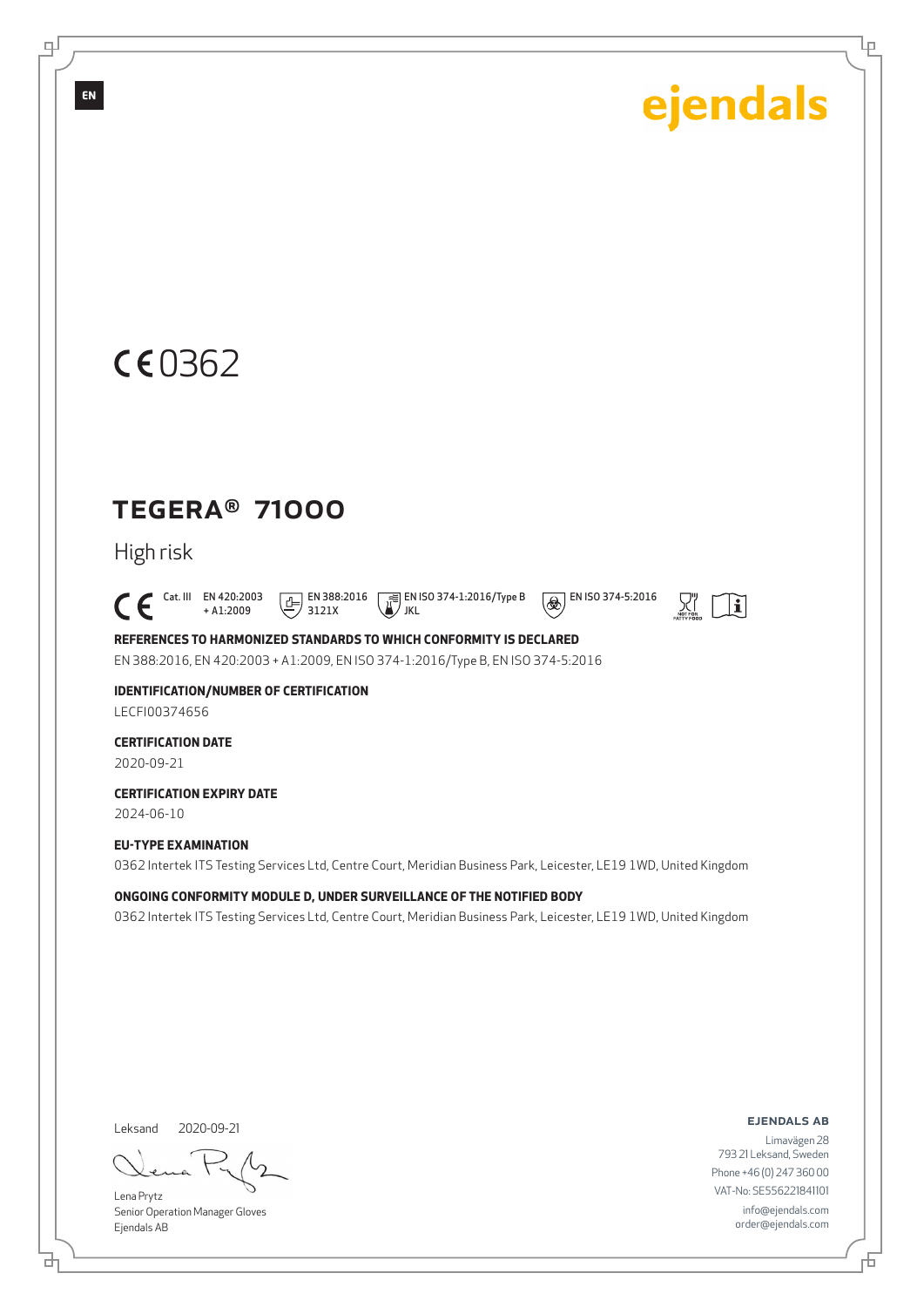EN

ejendals

CE 0362

# TEGERA® 71000

High risk

CE Cat. III EN 420:2003 + A1:2009 | EN 388:2016 3121X | EN ISO 374-1:2016/Type B JKL | EN ISO 374-5:2016 | NOT FOR FATTY FOOD

**REFERENCES TO HARMONIZED STANDARDS TO WHICH CONFORMITY IS DECLARED**

EN 388:2016, EN 420:2003 + A1:2009, EN ISO 374-1:2016/Type B, EN ISO 374-5:2016

**IDENTIFICATION/NUMBER OF CERTIFICATION**

LECFI00374656

**CERTIFICATION DATE**

2020-09-21

**CERTIFICATION EXPIRY DATE**

2024-06-10

**EU-TYPE EXAMINATION**

0362 Intertek ITS Testing Services Ltd, Centre Court, Meridian Business Park, Leicester, LE19 1WD, United Kingdom

**ONGOING CONFORMITY MODULE D, UNDER SURVEILLANCE OF THE NOTIFIED BODY**

0362 Intertek ITS Testing Services Ltd, Centre Court, Meridian Business Park, Leicester, LE19 1WD, United Kingdom

Leksand 2020-09-21

Lena Prytz
Senior Operation Manager Gloves
Ejendals AB

**EJENDALS AB**
Limavägen 28
793 21 Leksand, Sweden
Phone +46 (0) 247 360 00
VAT-No: SE556221841101
info@ejendals.com
order@ejendals.com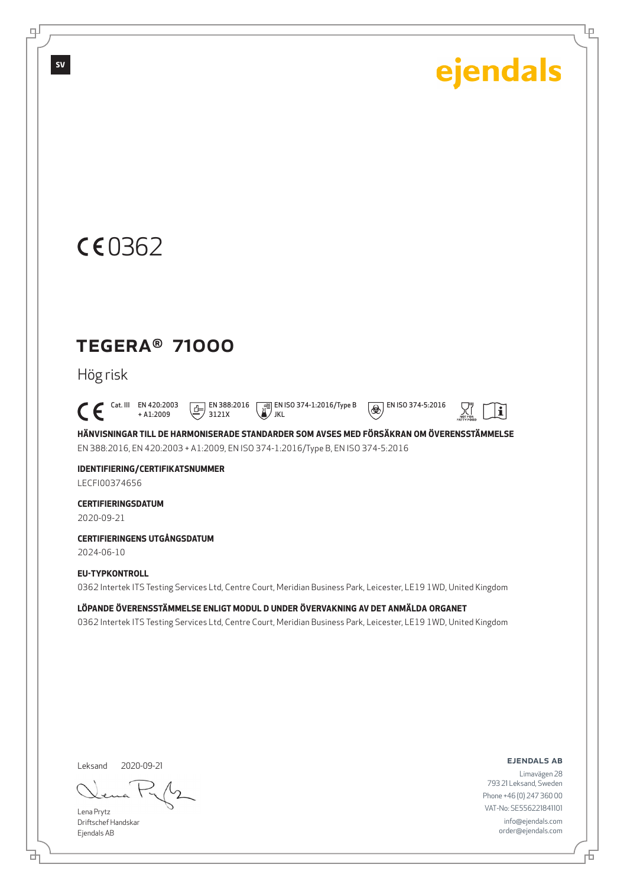SV

ejendals

CE 0362

# TEGERA® 71000

Hög risk

CE Cat. III EN 420:2003 + A1:2009 EN 388:2016 3121X EN ISO 374-1:2016/Type B JKL EN ISO 374-5:2016

**HÄNVISNINGAR TILL DE HARMONISERADE STANDARDER SOM AVSES MED FÖRSÄKRAN OM ÖVERENSSTÄMMELSE**

EN 388:2016, EN 420:2003 + A1:2009, EN ISO 374-1:2016/Type B, EN ISO 374-5:2016

**IDENTIFIERING/CERTIFIKATSNUMMER**

LECFI00374656

**CERTIFIERINGSDATUM**

2020-09-21

**CERTIFIERINGENS UTGÅNGSDATUM**

2024-06-10

**EU-TYPKONTROLL**

0362 Intertek ITS Testing Services Ltd, Centre Court, Meridian Business Park, Leicester, LE19 1WD, United Kingdom

**LÖPANDE ÖVERENSSTÄMMELSE ENLIGT MODUL D UNDER ÖVERVAKNING AV DET ANMÄLDA ORGANET**

0362 Intertek ITS Testing Services Ltd, Centre Court, Meridian Business Park, Leicester, LE19 1WD, United Kingdom

Leksand 2020-09-21

Lena Prytz
Driftschef Handskar
Ejendals AB

**EJENDALS AB**
Limavägen 28
793 21 Leksand, Sweden
Phone +46 (0) 247 360 00
VAT-No: SE556221841101
info@ejendals.com
order@ejendals.com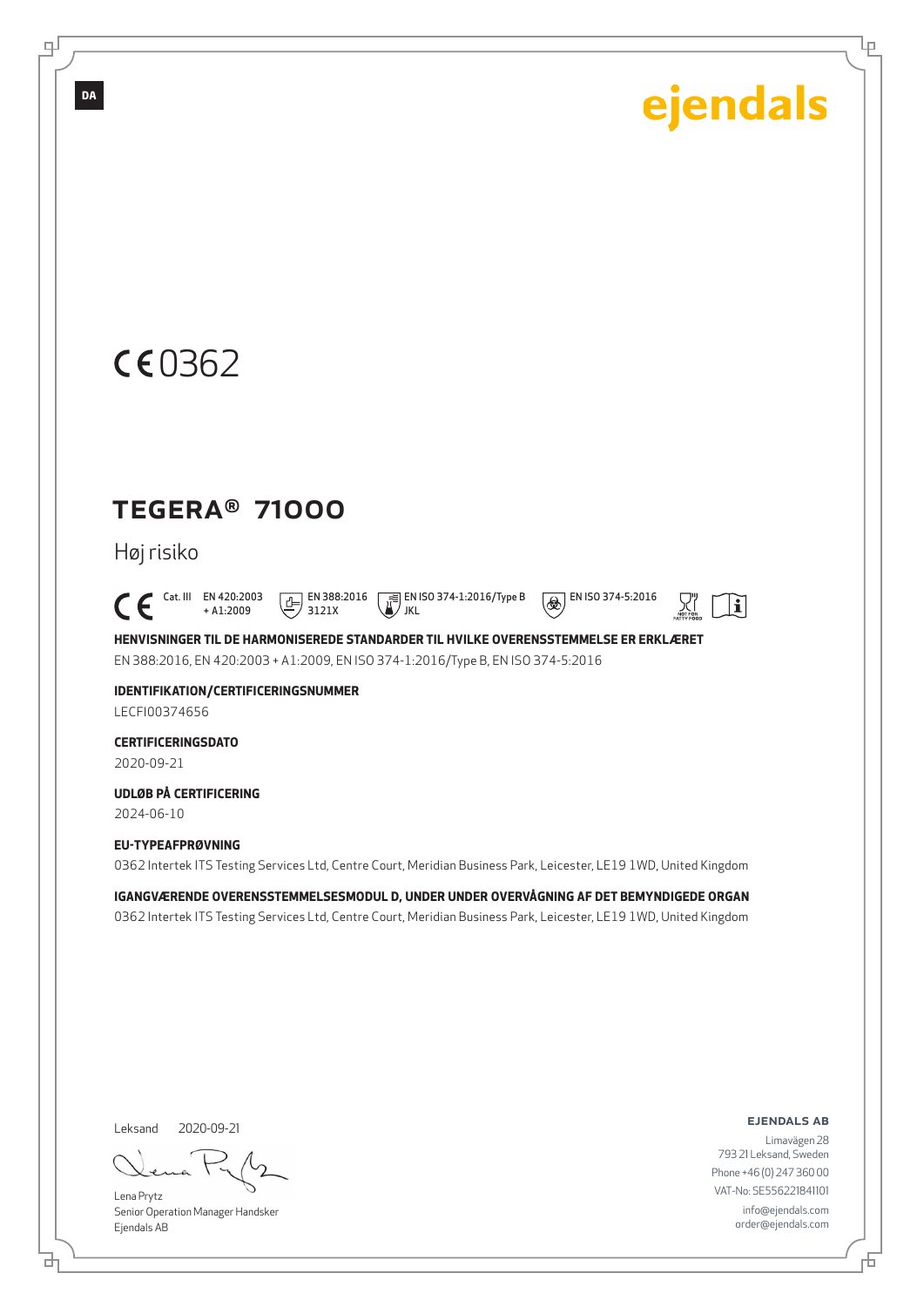DA

ejendals

CE 0362

# TEGERA® 71000

Høj risiko

CE Cat. III EN 420:2003 + A1:2009 EN 388:2016 3121X EN ISO 374-1:2016/Type B JKL EN ISO 374-5:2016

**HENVISNINGER TIL DE HARMONISEREDE STANDARDER TIL HVILKE OVERENSSTEMMELSE ER ERKLÆRET**

EN 388:2016, EN 420:2003 + A1:2009, EN ISO 374-1:2016/Type B, EN ISO 374-5:2016

**IDENTIFIKATION/CERTIFICERINGSNUMMER**

LECFI00374656

**CERTIFICERINGSDATO**

2020-09-21

**UDLØB PÅ CERTIFICERING**

2024-06-10

**EU-TYPEAFPRØVNING**

0362 Intertek ITS Testing Services Ltd, Centre Court, Meridian Business Park, Leicester, LE19 1WD, United Kingdom

**IGANGVÆRENDE OVERENSSTEMMELSESMODUL D, UNDER UNDER OVERVÅGNING AF DET BEMYNDIGEDE ORGAN**

0362 Intertek ITS Testing Services Ltd, Centre Court, Meridian Business Park, Leicester, LE19 1WD, United Kingdom

Leksand 2020-09-21

Lena Prytz
Senior Operation Manager Handsker
Ejendals AB

**EJENDALS AB**
Limavägen 28
793 21 Leksand, Sweden
Phone +46 (0) 247 360 00
VAT-No: SE556221841101
info@ejendals.com
order@ejendals.com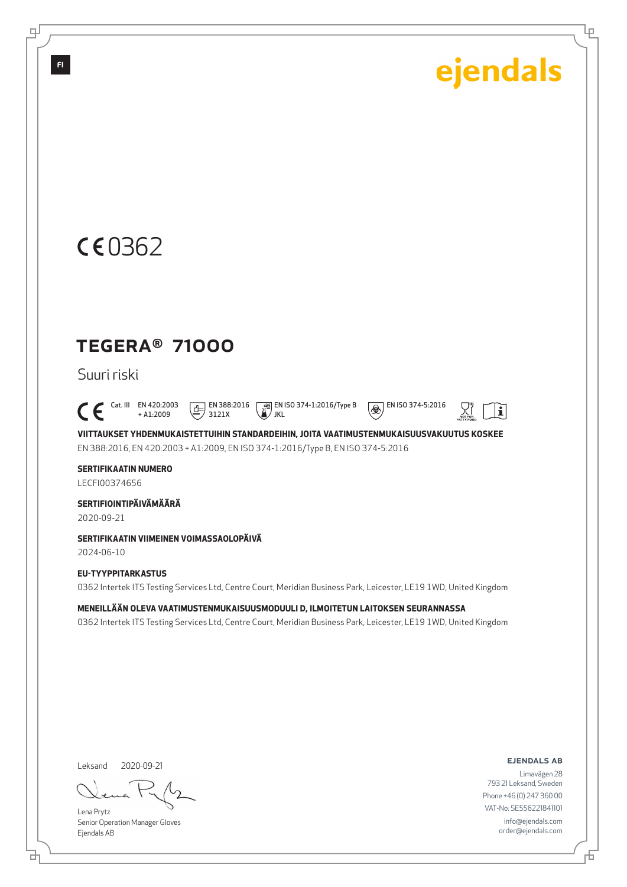FI

ejendals

CE 0362

# TEGERA® 71000

Suuri riski

CE Cat. III EN 420:2003 + A1:2009 EN 388:2016 3121X EN ISO 374-1:2016/Type B JKL EN ISO 374-5:2016

**VIITTAUKSET YHDENMUKAISTETTUIHIN STANDARDEIHIN, JOITA VAATIMUSTENMUKAISUUSVAKUUTUS KOSKEE**

EN 388:2016, EN 420:2003 + A1:2009, EN ISO 374-1:2016/Type B, EN ISO 374-5:2016

**SERTIFIKAATIN NUMERO**

LECFI00374656

**SERTIFIOINTIPÄIVÄMÄÄRÄ**

2020-09-21

**SERTIFIKAATIN VIIMEINEN VOIMASSAOLOPÄIVÄ**

2024-06-10

**EU-TYYPPITARKASTUS**

0362 Intertek ITS Testing Services Ltd, Centre Court, Meridian Business Park, Leicester, LE19 1WD, United Kingdom

**MENEILLÄÄN OLEVA VAATIMUSTENMUKAISUUSMODUULI D, ILMOITETUN LAITOKSEN SEURANNASSA**

0362 Intertek ITS Testing Services Ltd, Centre Court, Meridian Business Park, Leicester, LE19 1WD, United Kingdom

Leksand 2020-09-21

Lena Prytz
Senior Operation Manager Gloves
Ejendals AB

**EJENDALS AB**
Limavägen 28
793 21 Leksand, Sweden
Phone +46 (0) 247 360 00
VAT-No: SE556221841101
info@ejendals.com
order@ejendals.com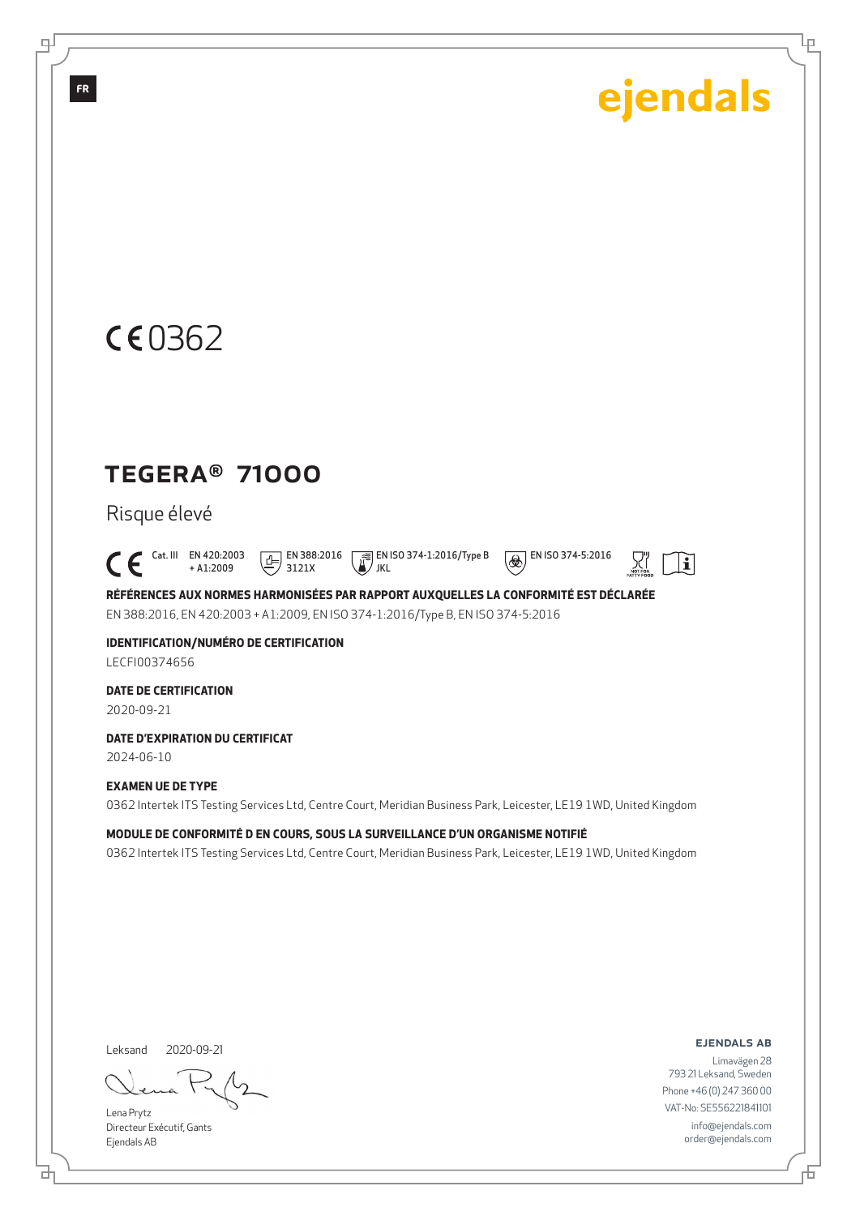FR

ejendals

CE 0362

# TEGERA® 71000

Risque élevé

CE Cat. III EN 420:2003 + A1:2009 EN 388:2016 3121X EN ISO 374-1:2016/Type B JKL EN ISO 374-5:2016

**RÉFÉRENCES AUX NORMES HARMONISÉES PAR RAPPORT AUXQUELLES LA CONFORMITÉ EST DÉCLARÉE**

EN 388:2016, EN 420:2003 + A1:2009, EN ISO 374-1:2016/Type B, EN ISO 374-5:2016

**IDENTIFICATION/NUMÉRO DE CERTIFICATION**

LECFI00374656

**DATE DE CERTIFICATION**

2020-09-21

**DATE D'EXPIRATION DU CERTIFICAT**

2024-06-10

**EXAMEN UE DE TYPE**

0362 Intertek ITS Testing Services Ltd, Centre Court, Meridian Business Park, Leicester, LE19 1WD, United Kingdom

**MODULE DE CONFORMITÉ D EN COURS, SOUS LA SURVEILLANCE D'UN ORGANISME NOTIFIÉ**

0362 Intertek ITS Testing Services Ltd, Centre Court, Meridian Business Park, Leicester, LE19 1WD, United Kingdom

Leksand 2020-09-21

Lena Prytz
Directeur Exécutif, Gants
Ejendals AB

**EJENDALS AB**
Limavägen 28
793 21 Leksand, Sweden
Phone +46 (0) 247 360 00
VAT-No: SE556221841101
info@ejendals.com
order@ejendals.com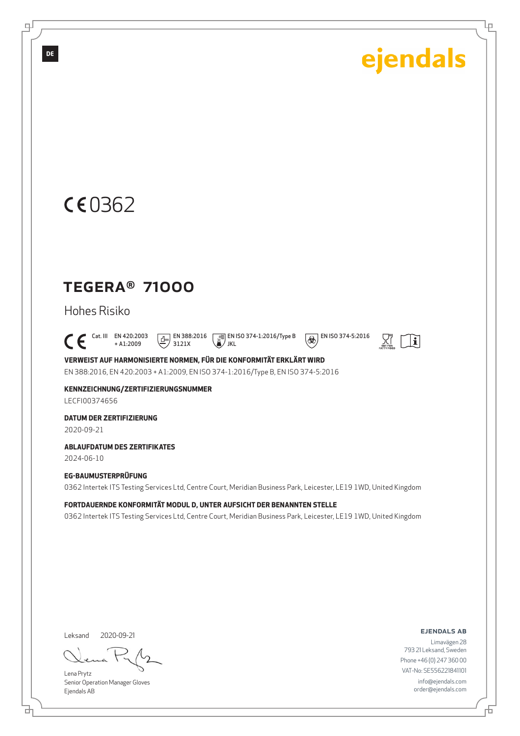DE

ejendals

CE 0362

# TEGERA® 71000

Hohes Risiko

CE Cat. III EN 420:2003 + A1:2009 EN 388:2016 3121X EN ISO 374-1:2016/Type B JKL EN ISO 374-5:2016

**VERWEIST AUF HARMONISIERTE NORMEN, FÜR DIE KONFORMITÄT ERKLÄRT WIRD**

EN 388:2016, EN 420:2003 + A1:2009, EN ISO 374-1:2016/Type B, EN ISO 374-5:2016

**KENNZEICHNUNG/ZERTIFIZIERUNGSNUMMER**

LECFI00374656

**DATUM DER ZERTIFIZIERUNG**

2020-09-21

**ABLAUFDATUM DES ZERTIFIKATES**

2024-06-10

**EG-BAUMUSTERPRÜFUNG**

0362 Intertek ITS Testing Services Ltd, Centre Court, Meridian Business Park, Leicester, LE19 1WD, United Kingdom

**FORTDAUERNDE KONFORMITÄT MODUL D, UNTER AUFSICHT DER BENANNTEN STELLE**

0362 Intertek ITS Testing Services Ltd, Centre Court, Meridian Business Park, Leicester, LE19 1WD, United Kingdom

Leksand 2020-09-21

Lena Prytz
Senior Operation Manager Gloves
Ejendals AB

**EJENDALS AB**
Limavägen 28
793 21 Leksand, Sweden
Phone +46 (0) 247 360 00
VAT-No: SE556221841101
info@ejendals.com
order@ejendals.com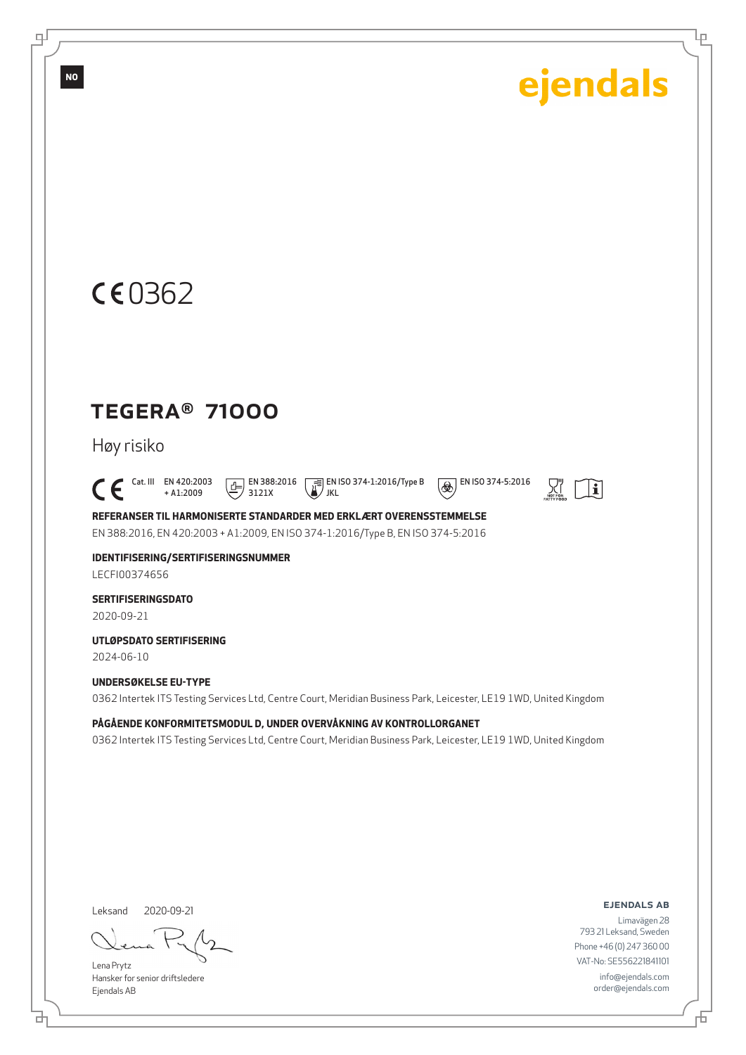NO

ejendals

CE 0362

# TEGERA® 71000

Høy risiko

CE Cat. III EN 420:2003 + A1:2009 EN 388:2016 3121X EN ISO 374-1:2016/Type B JKL EN ISO 374-5:2016

**REFERANSER TIL HARMONISERTE STANDARDER MED ERKLÆRT OVERENSSTEMMELSE**

EN 388:2016, EN 420:2003 + A1:2009, EN ISO 374-1:2016/Type B, EN ISO 374-5:2016

**IDENTIFISERING/SERTIFISERINGSNUMMER**

LECFI00374656

**SERTIFISERINGSDATO**

2020-09-21

**UTLØPSDATO SERTIFISERING**

2024-06-10

**UNDERSØKELSE EU-TYPE**

0362 Intertek ITS Testing Services Ltd, Centre Court, Meridian Business Park, Leicester, LE19 1WD, United Kingdom

**PÅGÅENDE KONFORMITETSMODUL D, UNDER OVERVÅKNING AV KONTROLLORGANET**

0362 Intertek ITS Testing Services Ltd, Centre Court, Meridian Business Park, Leicester, LE19 1WD, United Kingdom

Leksand 2020-09-21

Lena Prytz
Hansker for senior driftsledere
Ejendals AB

**EJENDALS AB**
Limavägen 28
793 21 Leksand, Sweden
Phone +46 (0) 247 360 00
VAT-No: SE556221841101
info@ejendals.com
order@ejendals.com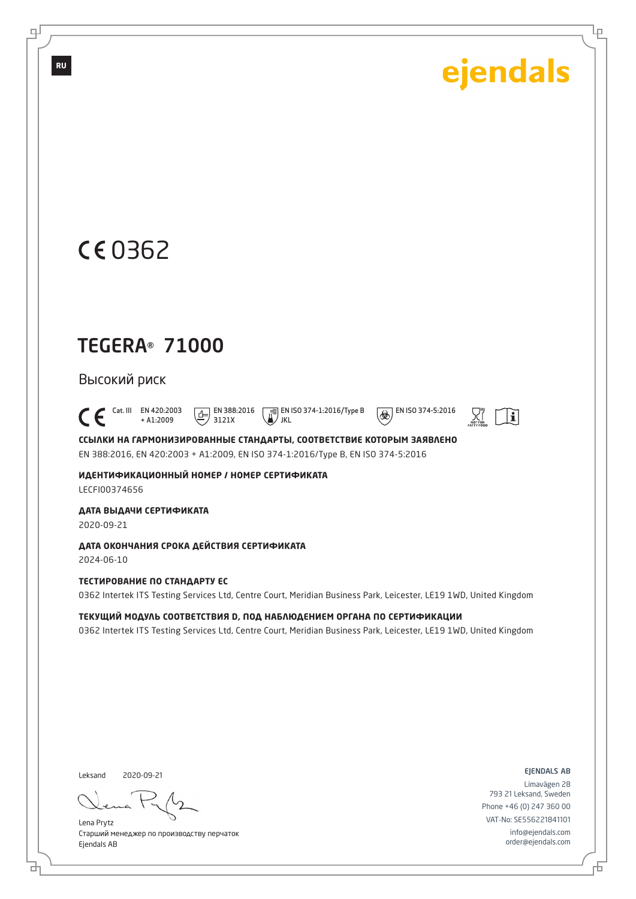RU

ejendals

CE 0362

# TEGERA® 71000

Высокий риск

CE Cat. III EN 420:2003 + A1:2009 EN 388:2016 3121X EN ISO 374-1:2016/Type B JKL EN ISO 374-5:2016

**ССЫЛКИ НА ГАРМОНИЗИРОВАННЫЕ СТАНДАРТЫ, СООТВЕТСТВИЕ КОТОРЫМ ЗАЯВЛЕНО**

EN 388:2016, EN 420:2003 + A1:2009, EN ISO 374-1:2016/Type B, EN ISO 374-5:2016

**ИДЕНТИФИКАЦИОННЫЙ НОМЕР / НОМЕР СЕРТИФИКАТА**

LECFI00374656

**ДАТА ВЫДАЧИ СЕРТИФИКАТА**

2020-09-21

**ДАТА ОКОНЧАНИЯ СРОКА ДЕЙСТВИЯ СЕРТИФИКАТА**

2024-06-10

**ТЕСТИРОВАНИЕ ПО СТАНДАРТУ ЕС**

0362 Intertek ITS Testing Services Ltd, Centre Court, Meridian Business Park, Leicester, LE19 1WD, United Kingdom

**ТЕКУЩИЙ МОДУЛЬ СООТВЕТСТВИЯ D, ПОД НАБЛЮДЕНИЕМ ОРГАНА ПО СЕРТИФИКАЦИИ**

0362 Intertek ITS Testing Services Ltd, Centre Court, Meridian Business Park, Leicester, LE19 1WD, United Kingdom

Leksand 2020-09-21

Lena Prytz
Старший менеджер по производству перчаток
Ejendals AB

EJENDALS AB
Limavägen 28
793 21 Leksand, Sweden
Phone +46 (0) 247 360 00
VAT-No: SE556221841101
info@ejendals.com
order@ejendals.com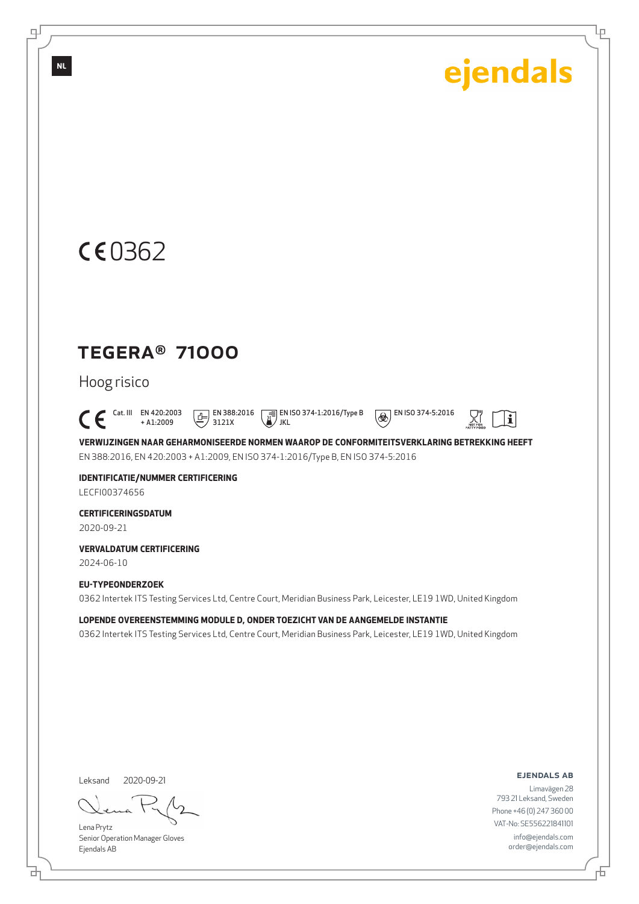NL

ejendals

CE 0362

# TEGERA® 71000

Hoog risico

CE Cat. III EN 420:2003 + A1:2009 | EN 388:2016 3121X | EN ISO 374-1:2016/Type B JKL | EN ISO 374-5:2016

**VERWIJZINGEN NAAR GEHARMONISEERDE NORMEN WAAROP DE CONFORMITEITSVERKLARING BETREKKING HEEFT**

EN 388:2016, EN 420:2003 + A1:2009, EN ISO 374-1:2016/Type B, EN ISO 374-5:2016

**IDENTIFICATIE/NUMMER CERTIFICERING**

LECFI00374656

**CERTIFICERINGSDATUM**

2020-09-21

**VERVALDATUM CERTIFICERING**

2024-06-10

**EU-TYPEONDERZOEK**

0362 Intertek ITS Testing Services Ltd, Centre Court, Meridian Business Park, Leicester, LE19 1WD, United Kingdom

**LOPENDE OVEREENSTEMMING MODULE D, ONDER TOEZICHT VAN DE AANGEMELDE INSTANTIE**

0362 Intertek ITS Testing Services Ltd, Centre Court, Meridian Business Park, Leicester, LE19 1WD, United Kingdom

Leksand 2020-09-21

Lena Prytz
Senior Operation Manager Gloves
Ejendals AB

**EJENDALS AB**

Limavägen 28
793 21 Leksand, Sweden
Phone +46 (0) 247 360 00
VAT-No: SE556221841101
info@ejendals.com
order@ejendals.com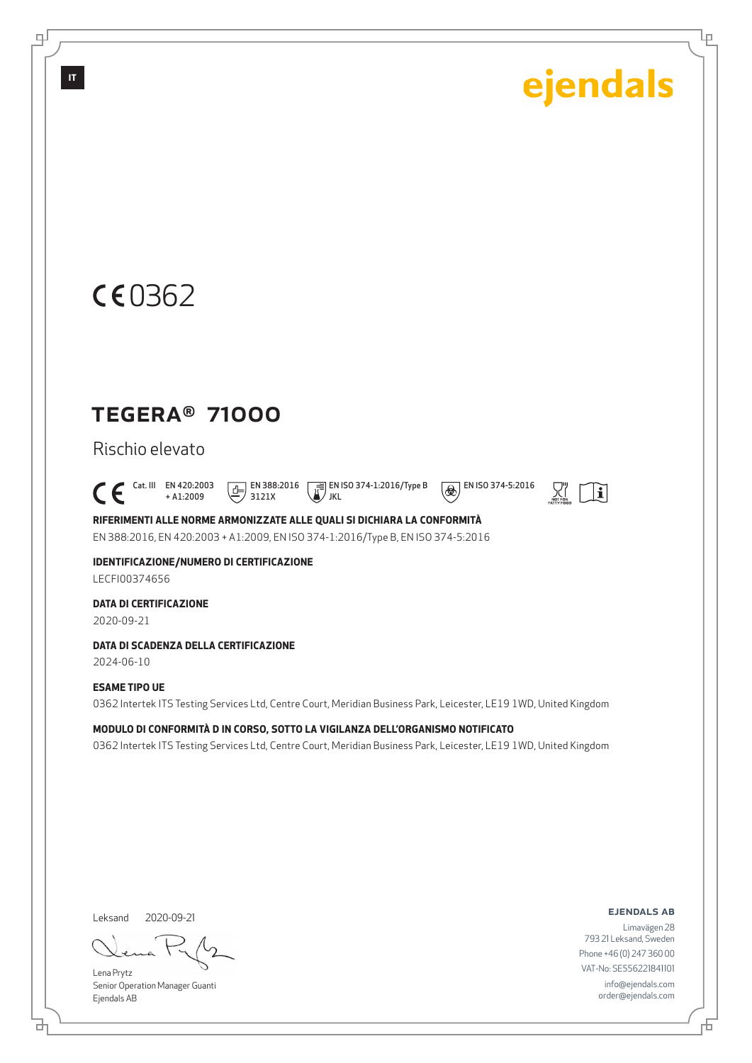IT

ejendals

CE 0362

# TEGERA® 71000

Rischio elevato

CE Cat. III EN 420:2003 + A1:2009 EN 388:2016 3121X EN ISO 374-1:2016/Type B JKL EN ISO 374-5:2016

**RIFERIMENTI ALLE NORME ARMONIZZATE ALLE QUALI SI DICHIARA LA CONFORMITÀ**

EN 388:2016, EN 420:2003 + A1:2009, EN ISO 374-1:2016/Type B, EN ISO 374-5:2016

**IDENTIFICAZIONE/NUMERO DI CERTIFICAZIONE**

LECFI00374656

**DATA DI CERTIFICAZIONE**

2020-09-21

**DATA DI SCADENZA DELLA CERTIFICAZIONE**

2024-06-10

**ESAME TIPO UE**

0362 Intertek ITS Testing Services Ltd, Centre Court, Meridian Business Park, Leicester, LE19 1WD, United Kingdom

**MODULO DI CONFORMITÀ D IN CORSO, SOTTO LA VIGILANZA DELL'ORGANISMO NOTIFICATO**

0362 Intertek ITS Testing Services Ltd, Centre Court, Meridian Business Park, Leicester, LE19 1WD, United Kingdom

Leksand 2020-09-21

Lena Prytz
Senior Operation Manager Guanti
Ejendals AB

**EJENDALS AB**
Limavägen 28
793 21 Leksand, Sweden
Phone +46 (0) 247 360 00
VAT-No: SE556221841101
info@ejendals.com
order@ejendals.com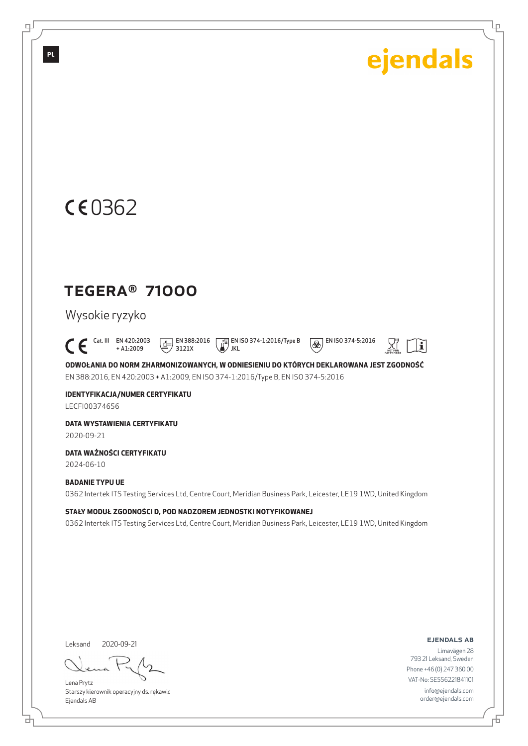PL

ejendals

CE 0362

# TEGERA® 71000

## Wysokie ryzyko

CE Cat. III EN 420:2003 + A1:2009 EN 388:2016 3121X EN ISO 374-1:2016/Type B JKL EN ISO 374-5:2016 NOT FOR FATTY FOOD

**ODWOŁANIA DO NORM ZHARMONIZOWANYCH, W ODNIESIENIU DO KTÓRYCH DEKLAROWANA JEST ZGODNOŚĆ**

EN 388:2016, EN 420:2003 + A1:2009, EN ISO 374-1:2016/Type B, EN ISO 374-5:2016

**IDENTYFIKACJA/NUMER CERTYFIKATU**

LECFI00374656

**DATA WYSTAWIENIA CERTYFIKATU**

2020-09-21

**DATA WAŻNOŚCI CERTYFIKATU**

2024-06-10

**BADANIE TYPU UE**

0362 Intertek ITS Testing Services Ltd, Centre Court, Meridian Business Park, Leicester, LE19 1WD, United Kingdom

**STAŁY MODUŁ ZGODNOŚCI D, POD NADZOREM JEDNOSTKI NOTYFIKOWANEJ**

0362 Intertek ITS Testing Services Ltd, Centre Court, Meridian Business Park, Leicester, LE19 1WD, United Kingdom

Leksand 2020-09-21

Lena Prytz
Starszy kierownik operacyjny ds. rękawic
Ejendals AB

**EJENDALS AB**
Limavägen 28
793 21 Leksand, Sweden
Phone +46 (0) 247 360 00
VAT-No: SE556221841101
info@ejendals.com
order@ejendals.com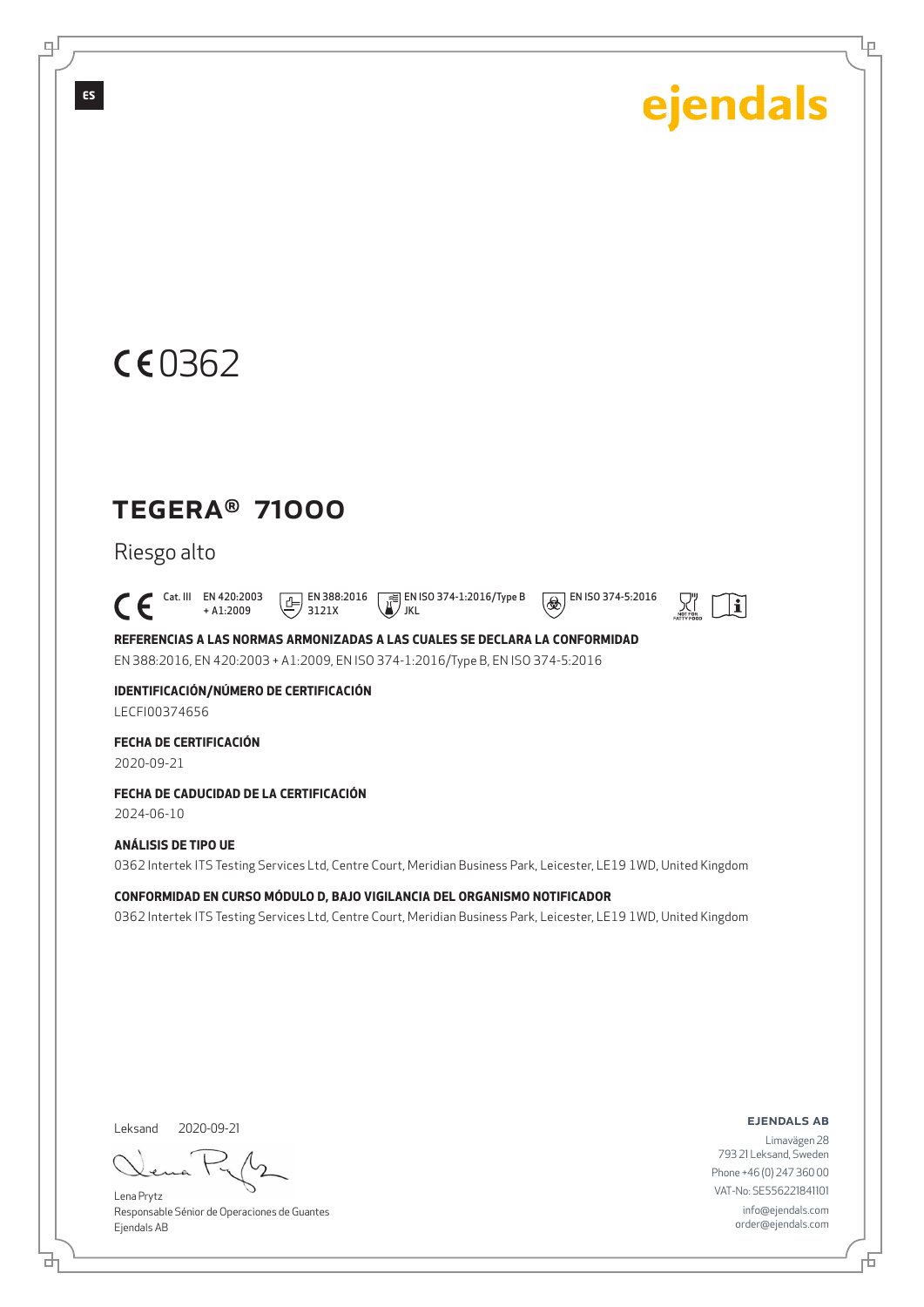ES

ejendals

CE 0362

# TEGERA® 71000

Riesgo alto

CE Cat. III EN 420:2003 + A1:2009 EN 388:2016 3121X EN ISO 374-1:2016/Type B JKL EN ISO 374-5:2016

**REFERENCIAS A LAS NORMAS ARMONIZADAS A LAS CUALES SE DECLARA LA CONFORMIDAD**

EN 388:2016, EN 420:2003 + A1:2009, EN ISO 374-1:2016/Type B, EN ISO 374-5:2016

**IDENTIFICACIÓN/NÚMERO DE CERTIFICACIÓN**

LECFI00374656

**FECHA DE CERTIFICACIÓN**

2020-09-21

**FECHA DE CADUCIDAD DE LA CERTIFICACIÓN**

2024-06-10

**ANÁLISIS DE TIPO UE**

0362 Intertek ITS Testing Services Ltd, Centre Court, Meridian Business Park, Leicester, LE19 1WD, United Kingdom

**CONFORMIDAD EN CURSO MÓDULO D, BAJO VIGILANCIA DEL ORGANISMO NOTIFICADOR**

0362 Intertek ITS Testing Services Ltd, Centre Court, Meridian Business Park, Leicester, LE19 1WD, United Kingdom

Leksand 2020-09-21

Lena Prytz
Responsable Sénior de Operaciones de Guantes
Ejendals AB

**EJENDALS AB**

Limavägen 28
793 21 Leksand, Sweden
Phone +46 (0) 247 360 00
VAT-No: SE556221841101
info@ejendals.com
order@ejendals.com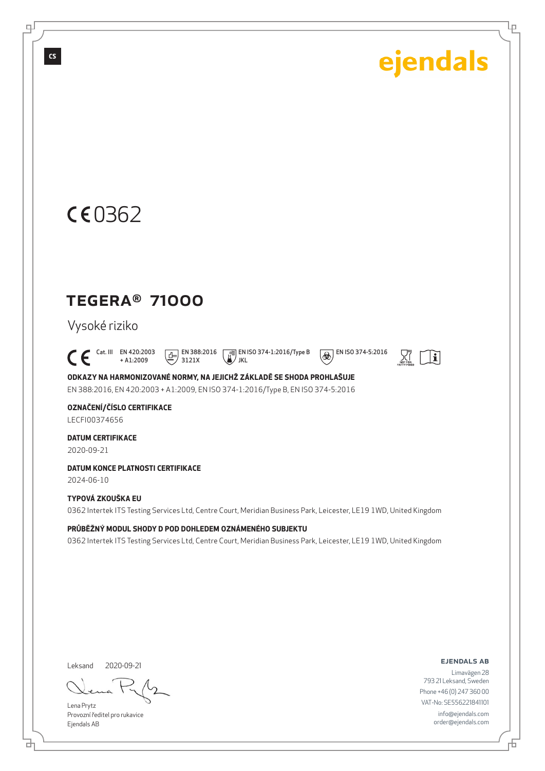CS

ejendals

CE 0362

# TEGERA® 71000

Vysoké riziko

CE Cat. III EN 420:2003 + A1:2009 EN 388:2016 3121X EN ISO 374-1:2016/Type B JKL EN ISO 374-5:2016

**ODKAZY NA HARMONIZOVANÉ NORMY, NA JEJICHŽ ZÁKLADĚ SE SHODA PROHLAŠUJE**

EN 388:2016, EN 420:2003 + A1:2009, EN ISO 374-1:2016/Type B, EN ISO 374-5:2016

**OZNAČENÍ/ČÍSLO CERTIFIKACE**

LECFI00374656

**DATUM CERTIFIKACE**

2020-09-21

**DATUM KONCE PLATNOSTI CERTIFIKACE**

2024-06-10

**TYPOVÁ ZKOUŠKA EU**

0362 Intertek ITS Testing Services Ltd, Centre Court, Meridian Business Park, Leicester, LE19 1WD, United Kingdom

**PRŮBĚŽNÝ MODUL SHODY D POD DOHLEDEM OZNÁMENÉHO SUBJEKTU**

0362 Intertek ITS Testing Services Ltd, Centre Court, Meridian Business Park, Leicester, LE19 1WD, United Kingdom

Leksand 2020-09-21

Lena Prytz
Provozní ředitel pro rukavice
Ejendals AB

**EJENDALS AB**
Limavägen 28
793 21 Leksand, Sweden
Phone +46 (0) 247 360 00
VAT-No: SE556221841101
info@ejendals.com
order@ejendals.com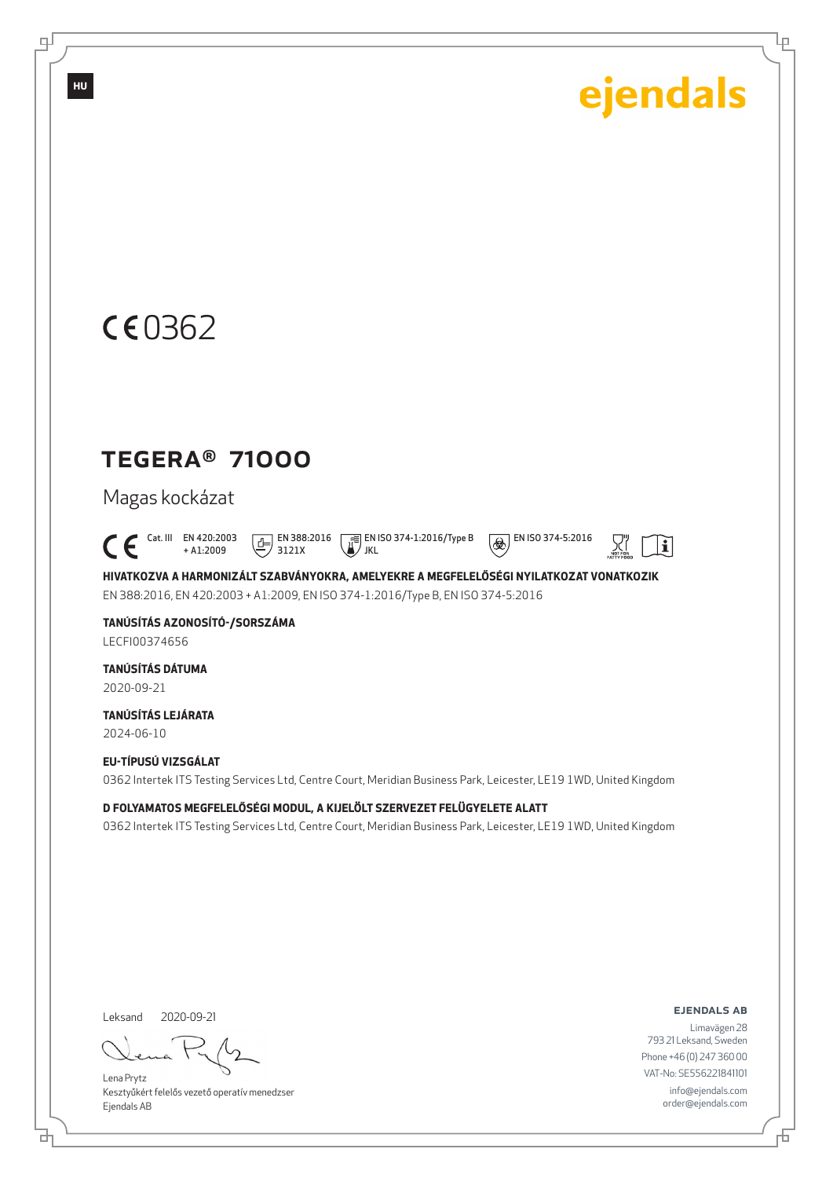HU

ejendals

CE 0362

# TEGERA® 71000

Magas kockázat

CE Cat. III EN 420:2003 + A1:2009 EN 388:2016 3121X EN ISO 374-1:2016/Type B JKL EN ISO 374-5:2016 NOT FOR FATTY FOOD

**HIVATKOZVA A HARMONIZÁLT SZABVÁNYOKRA, AMELYEKRE A MEGFELELŐSÉGI NYILATKOZAT VONATKOZIK**

EN 388:2016, EN 420:2003 + A1:2009, EN ISO 374-1:2016/Type B, EN ISO 374-5:2016

**TANÚSÍTÁS AZONOSÍTÓ-/SORSZÁMA**

LECFI00374656

**TANÚSÍTÁS DÁTUMA**

2020-09-21

**TANÚSÍTÁS LEJÁRATA**

2024-06-10

**EU-TÍPUSÚ VIZSGÁLAT**

0362 Intertek ITS Testing Services Ltd, Centre Court, Meridian Business Park, Leicester, LE19 1WD, United Kingdom

**D FOLYAMATOS MEGFELELŐSÉGI MODUL, A KIJELÖLT SZERVEZET FELÜGYELETE ALATT**

0362 Intertek ITS Testing Services Ltd, Centre Court, Meridian Business Park, Leicester, LE19 1WD, United Kingdom

Leksand 2020-09-21

Lena Prytz
Kesztyűkért felelős vezető operatív menedzser
Ejendals AB

**EJENDALS AB**

Limavägen 28
793 21 Leksand, Sweden
Phone +46 (0) 247 360 00
VAT-No: SE556221841101
info@ejendals.com
order@ejendals.com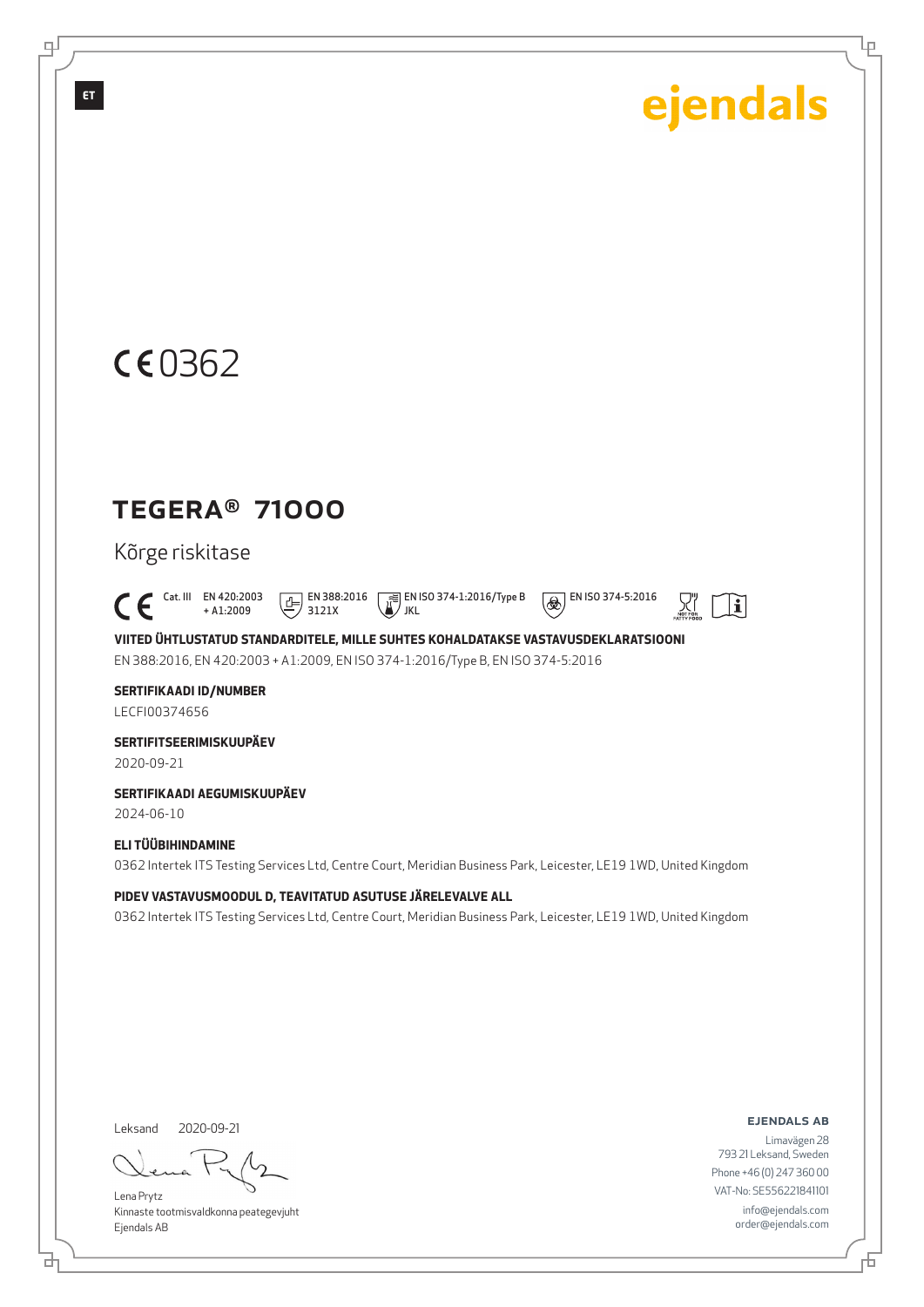ET

ejendals

CE 0362

# TEGERA® 71000

Kõrge riskitase

CE Cat. III EN 420:2003 + A1:2009 EN 388:2016 3121X EN ISO 374-1:2016/Type B JKL EN ISO 374-5:2016

**VIITED ÜHTLUSTATUD STANDARDITELE, MILLE SUHTES KOHALDATAKSE VASTAVUSDEKLARATSIOONI**

EN 388:2016, EN 420:2003 + A1:2009, EN ISO 374-1:2016/Type B, EN ISO 374-5:2016

**SERTIFIKAADI ID/NUMBER**

LECFI00374656

**SERTIFITSEERIMISKUUPÄEV**

2020-09-21

**SERTIFIKAADI AEGUMISKUUPÄEV**

2024-06-10

**ELI TÜÜBIHINDAMINE**

0362 Intertek ITS Testing Services Ltd, Centre Court, Meridian Business Park, Leicester, LE19 1WD, United Kingdom

**PIDEV VASTAVUSMOODUL D, TEAVITATUD ASUTUSE JÄRELEVALVE ALL**

0362 Intertek ITS Testing Services Ltd, Centre Court, Meridian Business Park, Leicester, LE19 1WD, United Kingdom

Leksand 2020-09-21

Lena Prytz
Kinnaste tootmisvaldkonna peategevjuht
Ejendals AB

**EJENDALS AB**
Limavägen 28
793 21 Leksand, Sweden
Phone +46 (0) 247 360 00
VAT-No: SE556221841101
info@ejendals.com
order@ejendals.com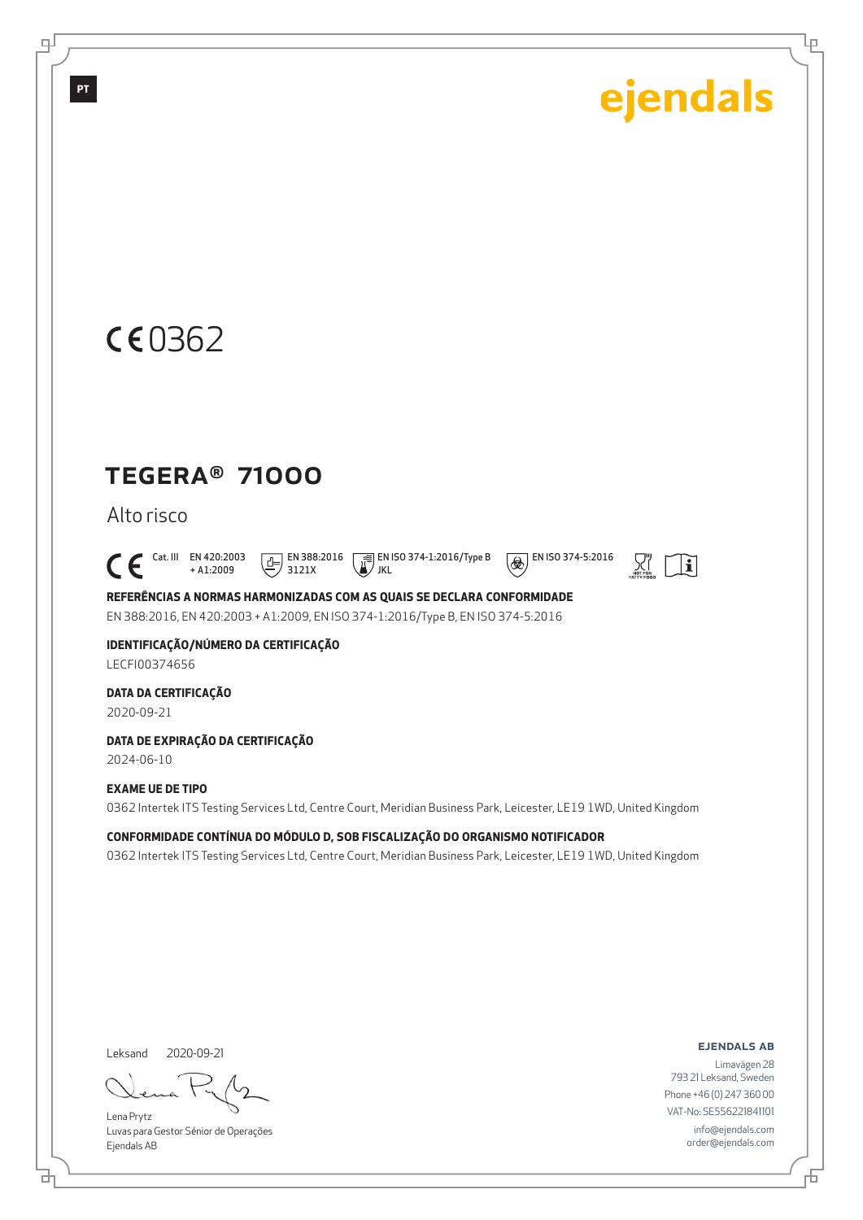PT

ejendals

CE 0362

# TEGERA® 71000

## Alto risco

CE Cat. III EN 420:2003 + A1:2009 EN 388:2016 3121X EN ISO 374-1:2016/Type B JKL EN ISO 374-5:2016

**REFERÊNCIAS A NORMAS HARMONIZADAS COM AS QUAIS SE DECLARA CONFORMIDADE**

EN 388:2016, EN 420:2003 + A1:2009, EN ISO 374-1:2016/Type B, EN ISO 374-5:2016

**IDENTIFICAÇÃO/NÚMERO DA CERTIFICAÇÃO**

LECFI00374656

**DATA DA CERTIFICAÇÃO**

2020-09-21

**DATA DE EXPIRAÇÃO DA CERTIFICAÇÃO**

2024-06-10

**EXAME UE DE TIPO**

0362 Intertek ITS Testing Services Ltd, Centre Court, Meridian Business Park, Leicester, LE19 1WD, United Kingdom

**CONFORMIDADE CONTÍNUA DO MÓDULO D, SOB FISCALIZAÇÃO DO ORGANISMO NOTIFICADOR**

0362 Intertek ITS Testing Services Ltd, Centre Court, Meridian Business Park, Leicester, LE19 1WD, United Kingdom

Leksand 2020-09-21

Lena Prytz
Luvas para Gestor Sénior de Operações
Ejendals AB

**EJENDALS AB**
Limavägen 28
793 21 Leksand, Sweden
Phone +46 (0) 247 360 00
VAT-No: SE556221841101
info@ejendals.com
order@ejendals.com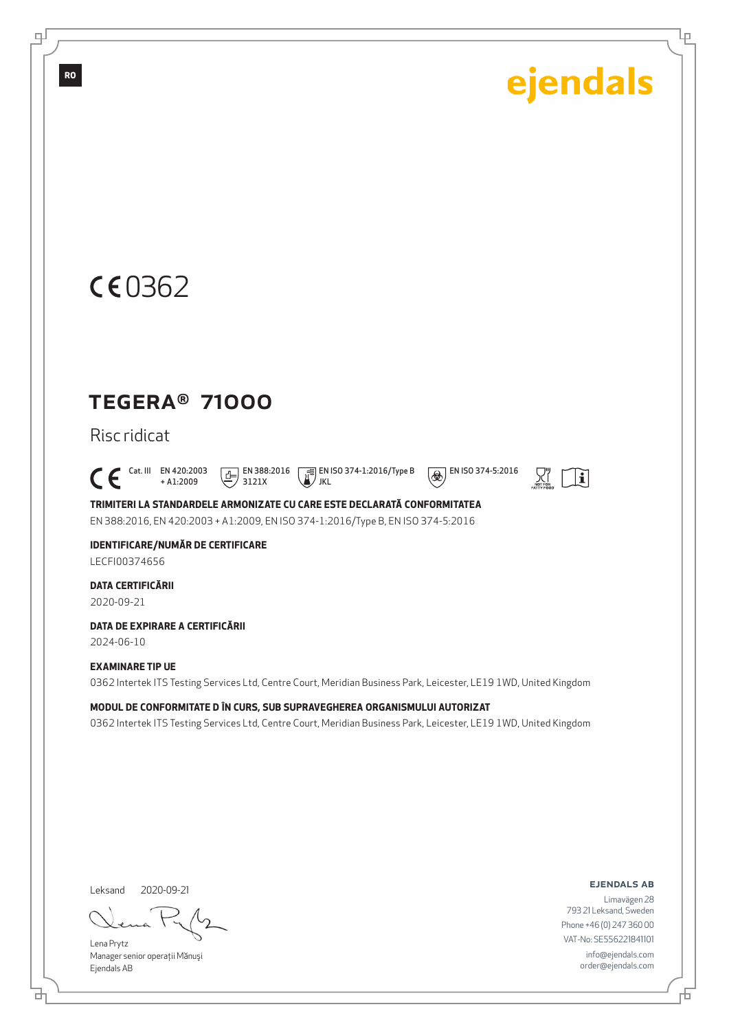RO

ejendals

CE 0362

# TEGERA® 71000

Risc ridicat

CE Cat. III EN 420:2003 + A1:2009 | EN 388:2016 3121X | EN ISO 374-1:2016/Type B JKL | EN ISO 374-5:2016 | NOT FOR FATTY FOOD

**TRIMITERI LA STANDARDELE ARMONIZATE CU CARE ESTE DECLARATĂ CONFORMITATEA**

EN 388:2016, EN 420:2003 + A1:2009, EN ISO 374-1:2016/Type B, EN ISO 374-5:2016

**IDENTIFICARE/NUMĂR DE CERTIFICARE**

LECFI00374656

**DATA CERTIFICĂRII**

2020-09-21

**DATA DE EXPIRARE A CERTIFICĂRII**

2024-06-10

**EXAMINARE TIP UE**

0362 Intertek ITS Testing Services Ltd, Centre Court, Meridian Business Park, Leicester, LE19 1WD, United Kingdom

**MODUL DE CONFORMITATE D ÎN CURS, SUB SUPRAVEGHEREA ORGANISMULUI AUTORIZAT**

0362 Intertek ITS Testing Services Ltd, Centre Court, Meridian Business Park, Leicester, LE19 1WD, United Kingdom

Leksand 2020-09-21

Lena Prytz
Manager senior operații Mănuși
Ejendals AB

**EJENDALS AB**
Limavägen 28
793 21 Leksand, Sweden
Phone +46 (0) 247 360 00
VAT-No: SE556221841101
info@ejendals.com
order@ejendals.com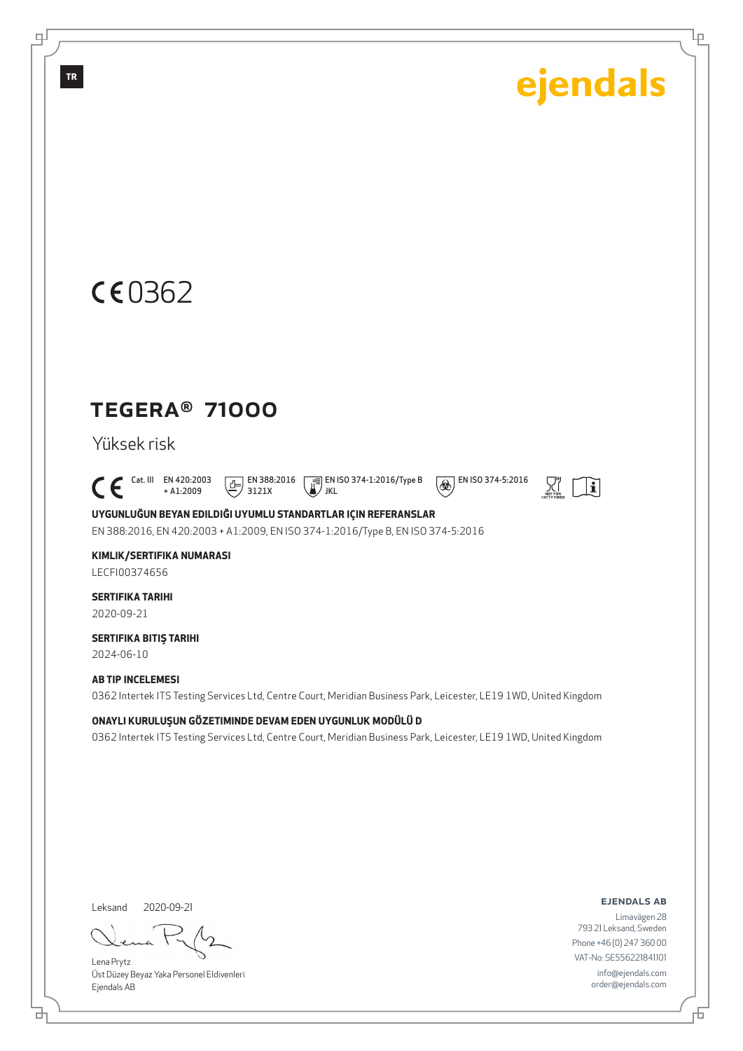TR

ejendals

CE 0362

# TEGERA® 71000

Yüksek risk

CE Cat. III EN 420:2003 + A1:2009 | EN 388:2016 3121X | EN ISO 374-1:2016/Type B JKL | EN ISO 374-5:2016

**UYGUNLUĞUN BEYAN EDILDIĞI UYUMLU STANDARTLAR IÇIN REFERANSLAR**

EN 388:2016, EN 420:2003 + A1:2009, EN ISO 374-1:2016/Type B, EN ISO 374-5:2016

**KIMLIK/SERTIFIKA NUMARASI**

LECFI00374656

**SERTIFIKA TARIHI**

2020-09-21

**SERTIFIKA BITIŞ TARIHI**

2024-06-10

**AB TIP INCELEMESI**

0362 Intertek ITS Testing Services Ltd, Centre Court, Meridian Business Park, Leicester, LE19 1WD, United Kingdom

**ONAYLI KURULUŞUN GÖZETIMINDE DEVAM EDEN UYGUNLUK MODÜLÜ D**

0362 Intertek ITS Testing Services Ltd, Centre Court, Meridian Business Park, Leicester, LE19 1WD, United Kingdom

Leksand 2020-09-21

Lena Prytz
Üst Düzey Beyaz Yaka Personel Eldivenleri
Ejendals AB

**EJENDALS AB**
Limavägen 28
793 21 Leksand, Sweden
Phone +46 (0) 247 360 00
VAT-No: SE556221841101
info@ejendals.com
order@ejendals.com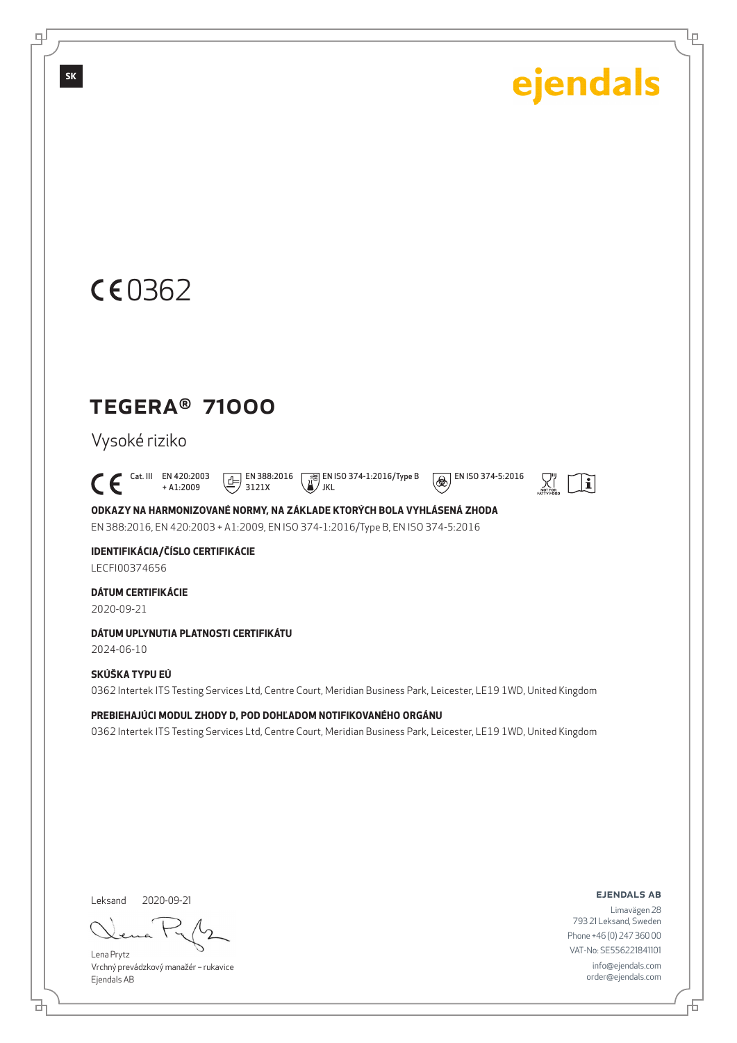SK

ejendals

CE 0362

# TEGERA® 71000

Vysoké riziko

CE Cat. III EN 420:2003 + A1:2009 EN 388:2016 3121X EN ISO 374-1:2016/Type B JKL EN ISO 374-5:2016 NOT FOR FATTY FOOD

**ODKAZY NA HARMONIZOVANÉ NORMY, NA ZÁKLADE KTORÝCH BOLA VYHLÁSENÁ ZHODA**

EN 388:2016, EN 420:2003 + A1:2009, EN ISO 374-1:2016/Type B, EN ISO 374-5:2016

**IDENTIFIKÁCIA/ČÍSLO CERTIFIKÁCIE**

LECFI00374656

**DÁTUM CERTIFIKÁCIE**

2020-09-21

**DÁTUM UPLYNUTIA PLATNOSTI CERTIFIKÁTU**

2024-06-10

**SKÚŠKA TYPU EÚ**

0362 Intertek ITS Testing Services Ltd, Centre Court, Meridian Business Park, Leicester, LE19 1WD, United Kingdom

**PREBIEHAJÚCI MODUL ZHODY D, POD DOHĽADOM NOTIFIKOVANÉHO ORGÁNU**

0362 Intertek ITS Testing Services Ltd, Centre Court, Meridian Business Park, Leicester, LE19 1WD, United Kingdom

Leksand 2020-09-21

Lena Prytz
Vrchný prevádzkový manažér – rukavice
Ejendals AB

**EJENDALS AB**

Limavägen 28
793 21 Leksand, Sweden
Phone +46 (0) 247 360 00
VAT-No: SE556221841101
info@ejendals.com
order@ejendals.com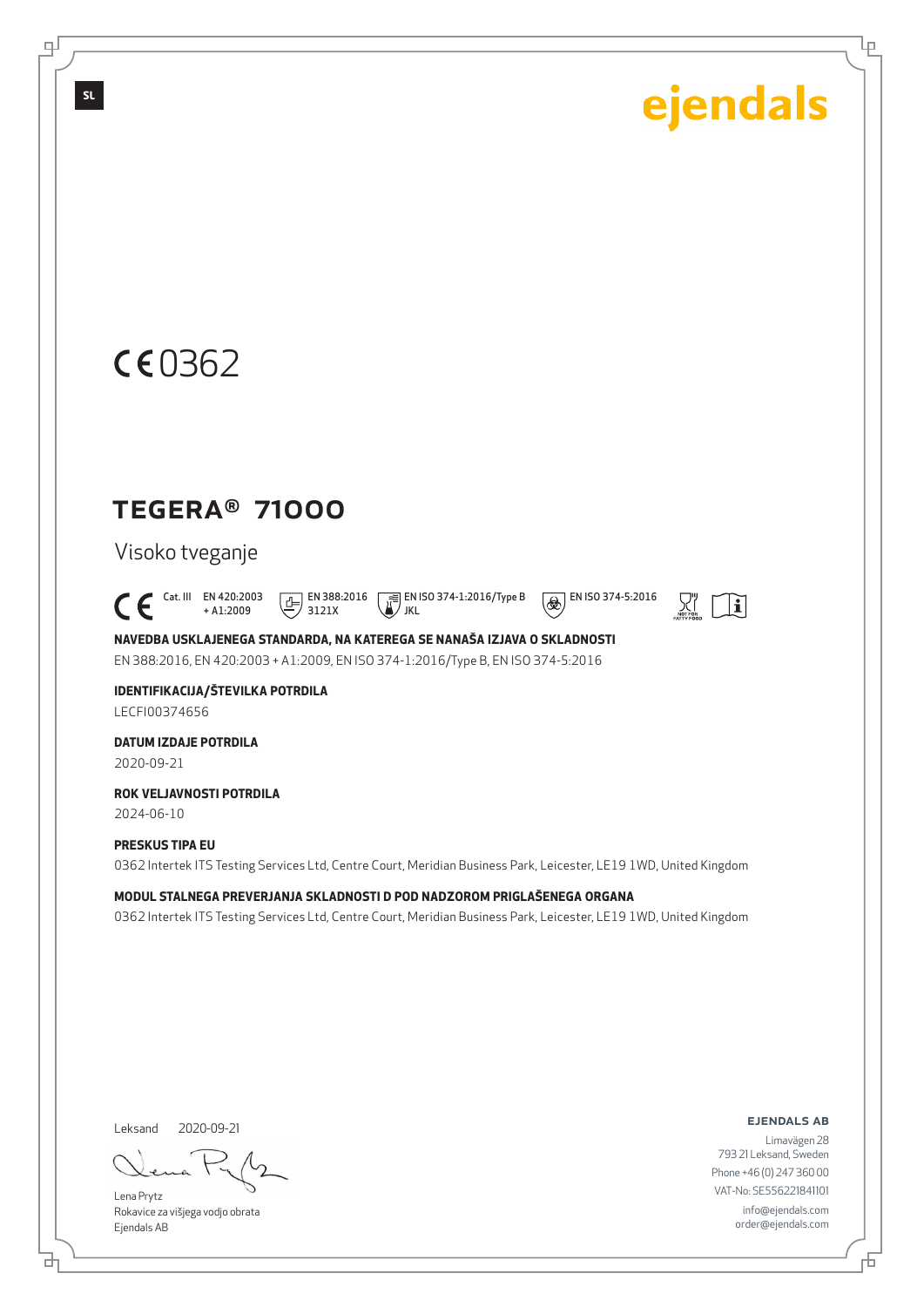ejendals

CE 0362

# TEGERA® 71000

Visoko tveganje

CE Cat. III EN 420:2003 + A1:2009 EN 388:2016 3121X EN ISO 374-1:2016/Type B JKL EN ISO 374-5:2016

**NAVEDBA USKLAJENEGA STANDARDA, NA KATEREGA SE NANAŠA IZJAVA O SKLADNOSTI**

EN 388:2016, EN 420:2003 + A1:2009, EN ISO 374-1:2016/Type B, EN ISO 374-5:2016

**IDENTIFIKACIJA/ŠTEVILKA POTRDILA**

LECFI00374656

**DATUM IZDAJE POTRDILA**

2020-09-21

**ROK VELJAVNOSTI POTRDILA**

2024-06-10

**PRESKUS TIPA EU**

0362 Intertek ITS Testing Services Ltd, Centre Court, Meridian Business Park, Leicester, LE19 1WD, United Kingdom

**MODUL STALNEGA PREVERJANJA SKLADNOSTI D POD NADZOROM PRIGLAŠENEGA ORGANA**

0362 Intertek ITS Testing Services Ltd, Centre Court, Meridian Business Park, Leicester, LE19 1WD, United Kingdom

Leksand 2020-09-21

Lena Prytz
Rokavice za višjega vodjo obrata
Ejendals AB

**EJENDALS AB**
Limavägen 28
793 21 Leksand, Sweden
Phone +46 (0) 247 360 00
VAT-No: SE556221841101
info@ejendals.com
order@ejendals.com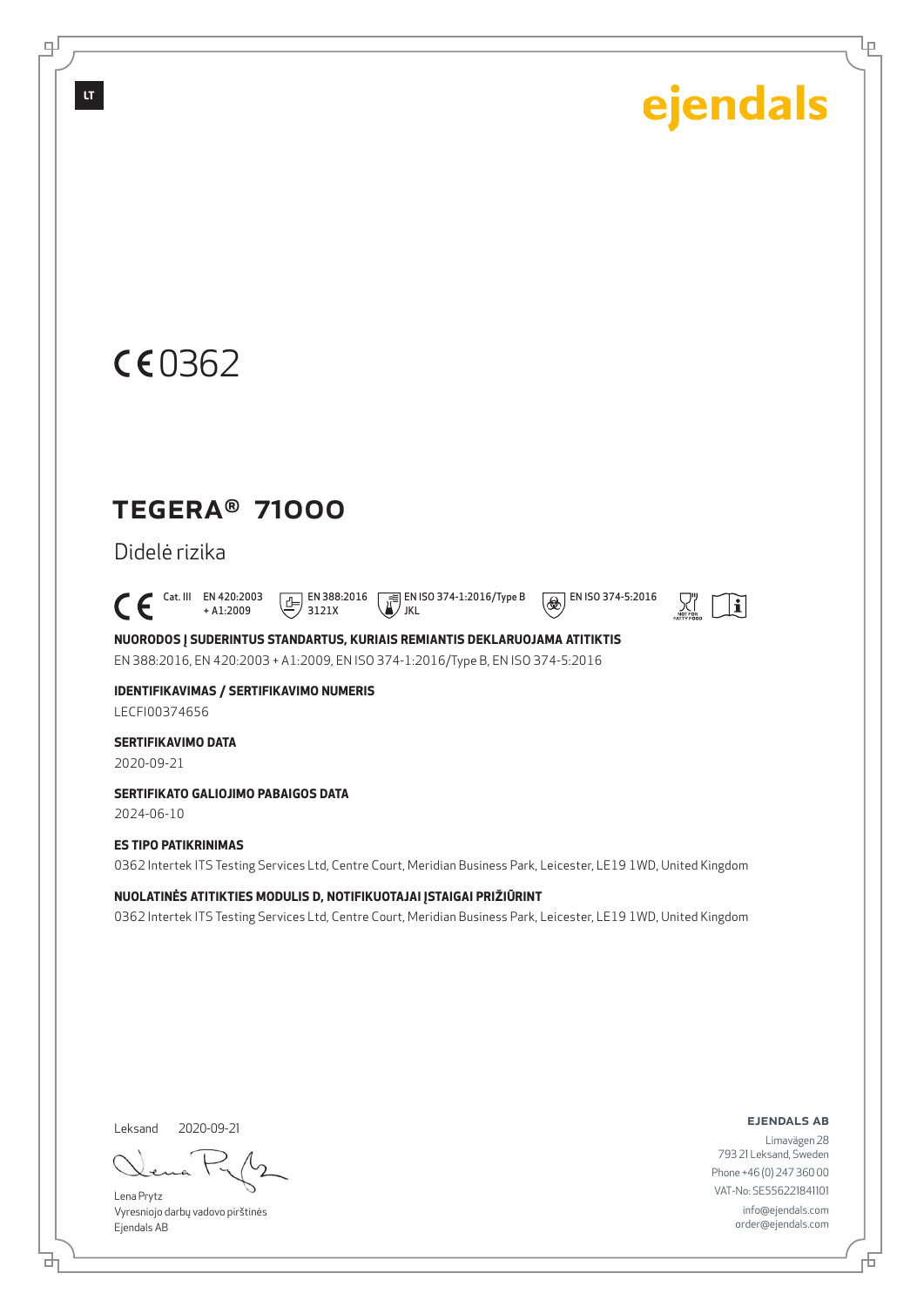LT

ejendals

CE 0362

# TEGERA® 71000

Didelė rizika

CE Cat. III EN 420:2003 + A1:2009 EN 388:2016 3121X EN ISO 374-1:2016/Type B JKL EN ISO 374-5:2016

**NUORODOS Į SUDERINTUS STANDARTUS, KURIAIS REMIANTIS DEKLARUOJAMA ATITIKTIS**

EN 388:2016, EN 420:2003 + A1:2009, EN ISO 374-1:2016/Type B, EN ISO 374-5:2016

**IDENTIFIKAVIMAS / SERTIFIKAVIMO NUMERIS**

LECFI00374656

**SERTIFIKAVIMO DATA**

2020-09-21

**SERTIFIKATO GALIOJIMO PABAIGOS DATA**

2024-06-10

**ES TIPO PATIKRINIMAS**

0362 Intertek ITS Testing Services Ltd, Centre Court, Meridian Business Park, Leicester, LE19 1WD, United Kingdom

**NUOLATINĖS ATITIKTIES MODULIS D, NOTIFIKUOTAJAI ĮSTAIGAI PRIŽIŪRINT**

0362 Intertek ITS Testing Services Ltd, Centre Court, Meridian Business Park, Leicester, LE19 1WD, United Kingdom

Leksand 2020-09-21

Lena Prytz
Vyresniojo darbų vadovo pirštinės
Ejendals AB

**EJENDALS AB**
Limavägen 28
793 21 Leksand, Sweden
Phone +46 (0) 247 360 00
VAT-No: SE556221841101
info@ejendals.com
order@ejendals.com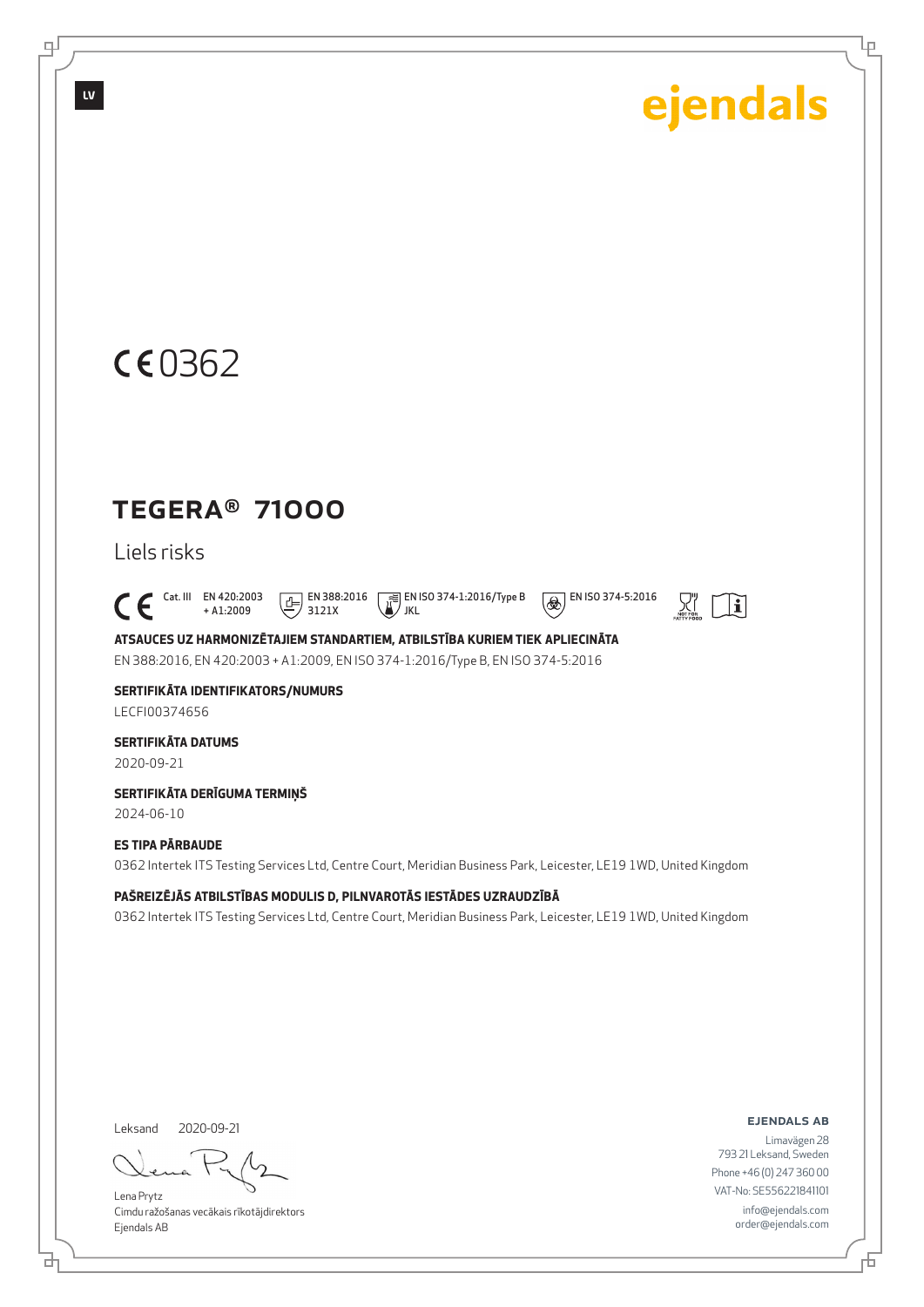LV

ejendals

CE 0362

# TEGERA® 71000

Liels risks

CE Cat. III EN 420:2003 + A1:2009 EN 388:2016 3121X EN ISO 374-1:2016/Type B JKL EN ISO 374-5:2016 NOT FOR FATTY FOOD

**ATSAUCES UZ HARMONIZĒTAJIEM STANDARTIEM, ATBILSTĪBA KURIEM TIEK APLIECINĀTA**

EN 388:2016, EN 420:2003 + A1:2009, EN ISO 374-1:2016/Type B, EN ISO 374-5:2016

**SERTIFIKĀTA IDENTIFIKATORS/NUMURS**

LECFI00374656

**SERTIFIKĀTA DATUMS**

2020-09-21

**SERTIFIKĀTA DERĪGUMA TERMIŅŠ**

2024-06-10

**ES TIPA PĀRBAUDE**

0362 Intertek ITS Testing Services Ltd, Centre Court, Meridian Business Park, Leicester, LE19 1WD, United Kingdom

**PAŠREIZĒJĀS ATBILSTĪBAS MODULIS D, PILNVAROTĀS IESTĀDES UZRAUDZĪBĀ**

0362 Intertek ITS Testing Services Ltd, Centre Court, Meridian Business Park, Leicester, LE19 1WD, United Kingdom

Leksand 2020-09-21

Lena Prytz
Cimdu ražošanas vecākais rīkotājdirektors
Ejendals AB

**EJENDALS AB**

Limavägen 28
793 21 Leksand, Sweden
Phone +46 (0) 247 360 00
VAT-No: SE556221841101
info@ejendals.com
order@ejendals.com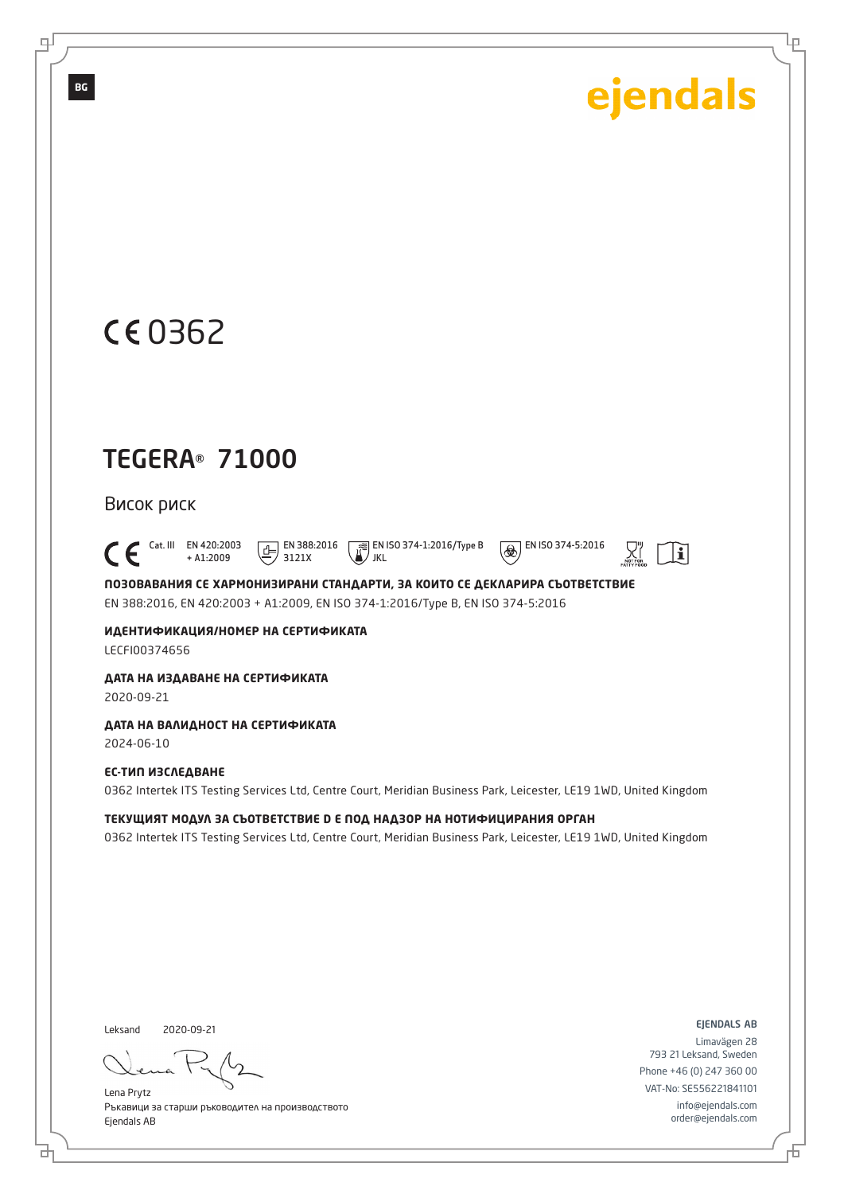BG

ejendals

CE 0362

# TEGERA® 71000

Висок риск

CE Cat. III EN 420:2003 + A1:2009 EN 388:2016 3121X EN ISO 374-1:2016/Type B JKL EN ISO 374-5:2016 NOT FOR FATTY FOOD

**ПОЗОВАВАНИЯ СЕ ХАРМОНИЗИРАНИ СТАНДАРТИ, ЗА КОИТО СЕ ДЕКЛАРИРА СЪОТВЕТСТВИЕ**

EN 388:2016, EN 420:2003 + A1:2009, EN ISO 374-1:2016/Type B, EN ISO 374-5:2016

**ИДЕНТИФИКАЦИЯ/НОМЕР НА СЕРТИФИКАТА**

LECFI00374656

**ДАТА НА ИЗДАВАНЕ НА СЕРТИФИКАТА**

2020-09-21

**ДАТА НА ВАЛИДНОСТ НА СЕРТИФИКАТА**

2024-06-10

**ЕС-ТИП ИЗСЛЕДВАНЕ**

0362 Intertek ITS Testing Services Ltd, Centre Court, Meridian Business Park, Leicester, LE19 1WD, United Kingdom

**ТЕКУЩИЯТ МОДУЛ ЗА СЪОТВЕТСТВИЕ D Е ПОД НАДЗОР НА НОТИФИЦИРАНИЯ ОРГАН**

0362 Intertek ITS Testing Services Ltd, Centre Court, Meridian Business Park, Leicester, LE19 1WD, United Kingdom

Leksand 2020-09-21

Lena Prytz
Ръкавици за старши ръководител на производството
Ejendals AB

EJENDALS AB
Limavägen 28
793 21 Leksand, Sweden
Phone +46 (0) 247 360 00
VAT-No: SE556221841101
info@ejendals.com
order@ejendals.com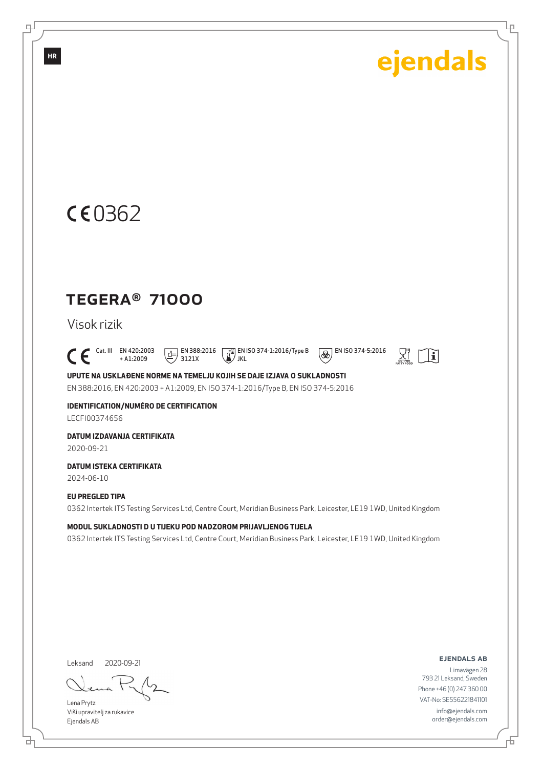HR

ejendals

CE 0362

# TEGERA® 71000

Visok rizik

CE Cat. III EN 420:2003 + A1:2009 EN 388:2016 3121X EN ISO 374-1:2016/Type B JKL EN ISO 374-5:2016

**UPUTE NA USKLAĐENE NORME NA TEMELJU KOJIH SE DAJE IZJAVA O SUKLADNOSTI**

EN 388:2016, EN 420:2003 + A1:2009, EN ISO 374-1:2016/Type B, EN ISO 374-5:2016

**IDENTIFICATION/NUMÉRO DE CERTIFICATION**

LECFI00374656

**DATUM IZDAVANJA CERTIFIKATA**

2020-09-21

**DATUM ISTEKA CERTIFIKATA**

2024-06-10

**EU PREGLED TIPA**

0362 Intertek ITS Testing Services Ltd, Centre Court, Meridian Business Park, Leicester, LE19 1WD, United Kingdom

**MODUL SUKLADNOSTI D U TIJEKU POD NADZOROM PRIJAVLJENOG TIJELA**

0362 Intertek ITS Testing Services Ltd, Centre Court, Meridian Business Park, Leicester, LE19 1WD, United Kingdom

Leksand 2020-09-21

Lena Prytz
Viši upravitelj za rukavice
Ejendals AB

**EJENDALS AB**
Limavägen 28
793 21 Leksand, Sweden
Phone +46 (0) 247 360 00
VAT-No: SE556221841101
info@ejendals.com
order@ejendals.com